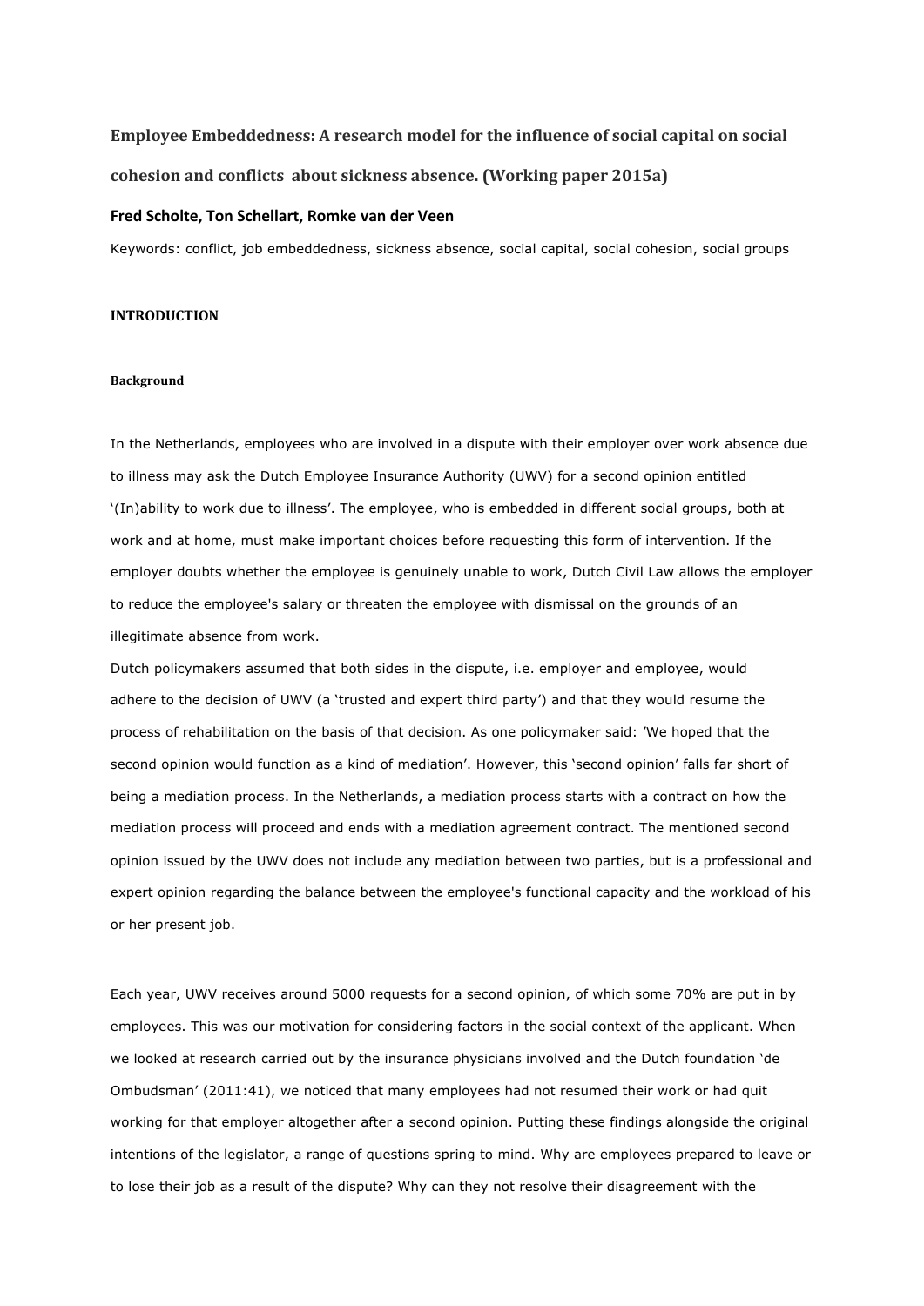# Employee Embeddedness: A research model for the influence of social capital on social cohesion and conflicts about sickness absence. (Working paper 2015a)

**Fred Scholte, Ton Schellart, Romke van der Veen**

Keywords: conflict, job embeddedness, sickness absence, social capital, social cohesion, social groups

## INTRODUCTION

### Background

In the Netherlands, employees who are involved in a dispute with their employer over work absence due to illness may ask the Dutch Employee Insurance Authority (UWV) for a second opinion entitled '(In)ability to work due to illness'. The employee, who is embedded in different social groups, both at work and at home, must make important choices before requesting this form of intervention. If the employer doubts whether the employee is genuinely unable to work, Dutch Civil Law allows the employer to reduce the employee's salary or threaten the employee with dismissal on the grounds of an illegitimate absence from work.

Dutch policymakers assumed that both sides in the dispute, i.e. employer and employee, would adhere to the decision of UWV (a 'trusted and expert third party') and that they would resume the process of rehabilitation on the basis of that decision. As one policymaker said: 'We hoped that the second opinion would function as a kind of mediation'. However, this 'second opinion' falls far short of being a mediation process. In the Netherlands, a mediation process starts with a contract on how the mediation process will proceed and ends with a mediation agreement contract. The mentioned second opinion issued by the UWV does not include any mediation between two parties, but is a professional and expert opinion regarding the balance between the employee's functional capacity and the workload of his or her present job.

Each year, UWV receives around 5000 requests for a second opinion, of which some 70% are put in by employees. This was our motivation for considering factors in the social context of the applicant. When we looked at research carried out by the insurance physicians involved and the Dutch foundation 'de Ombudsman' (2011:41), we noticed that many employees had not resumed their work or had quit working for that employer altogether after a second opinion. Putting these findings alongside the original intentions of the legislator, a range of questions spring to mind. Why are employees prepared to leave or to lose their job as a result of the dispute? Why can they not resolve their disagreement with the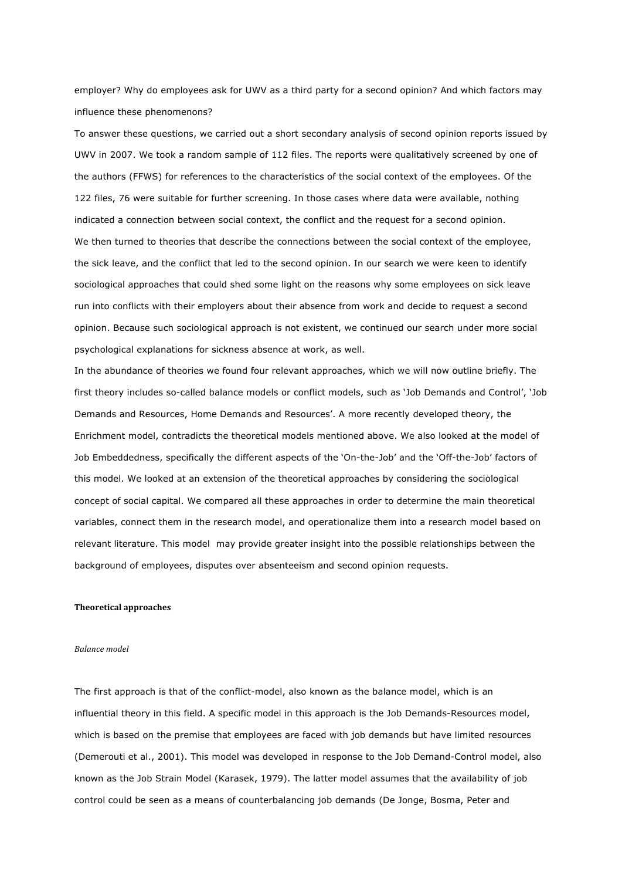employer? Why do employees ask for UWV as a third party for a second opinion? And which factors may influence these phenomenons?

To answer these questions, we carried out a short secondary analysis of second opinion reports issued by UWV in 2007. We took a random sample of 112 files. The reports were qualitatively screened by one of the authors (FFWS) for references to the characteristics of the social context of the employees. Of the 122 files, 76 were suitable for further screening. In those cases where data were available, nothing indicated a connection between social context, the conflict and the request for a second opinion.

We then turned to theories that describe the connections between the social context of the employee, the sick leave, and the conflict that led to the second opinion. In our search we were keen to identify sociological approaches that could shed some light on the reasons why some employees on sick leave run into conflicts with their employers about their absence from work and decide to request a second opinion. Because such sociological approach is not existent, we continued our search under more social psychological explanations for sickness absence at work, as well.

In the abundance of theories we found four relevant approaches, which we will now outline briefly. The first theory includes so-called balance models or conflict models, such as 'Job Demands and Control', 'Job Demands and Resources, Home Demands and Resources'. A more recently developed theory, the Enrichment model, contradicts the theoretical models mentioned above. We also looked at the model of Job Embeddedness, specifically the different aspects of the 'On-the-Job' and the 'Off-the-Job' factors of this model. We looked at an extension of the theoretical approaches by considering the sociological concept of social capital. We compared all these approaches in order to determine the main theoretical variables, connect them in the research model, and operationalize them into a research model based on relevant literature. This model may provide greater insight into the possible relationships between the background of employees, disputes over absenteeism and second opinion requests.

## Theoretical approaches

### *Balance model*

The first approach is that of the conflict-model, also known as the balance model, which is an influential theory in this field. A specific model in this approach is the Job Demands-Resources model, which is based on the premise that employees are faced with job demands but have limited resources (Demerouti et al., 2001). This model was developed in response to the Job Demand-Control model, also known as the Job Strain Model (Karasek, 1979). The latter model assumes that the availability of job control could be seen as a means of counterbalancing job demands (De Jonge, Bosma, Peter and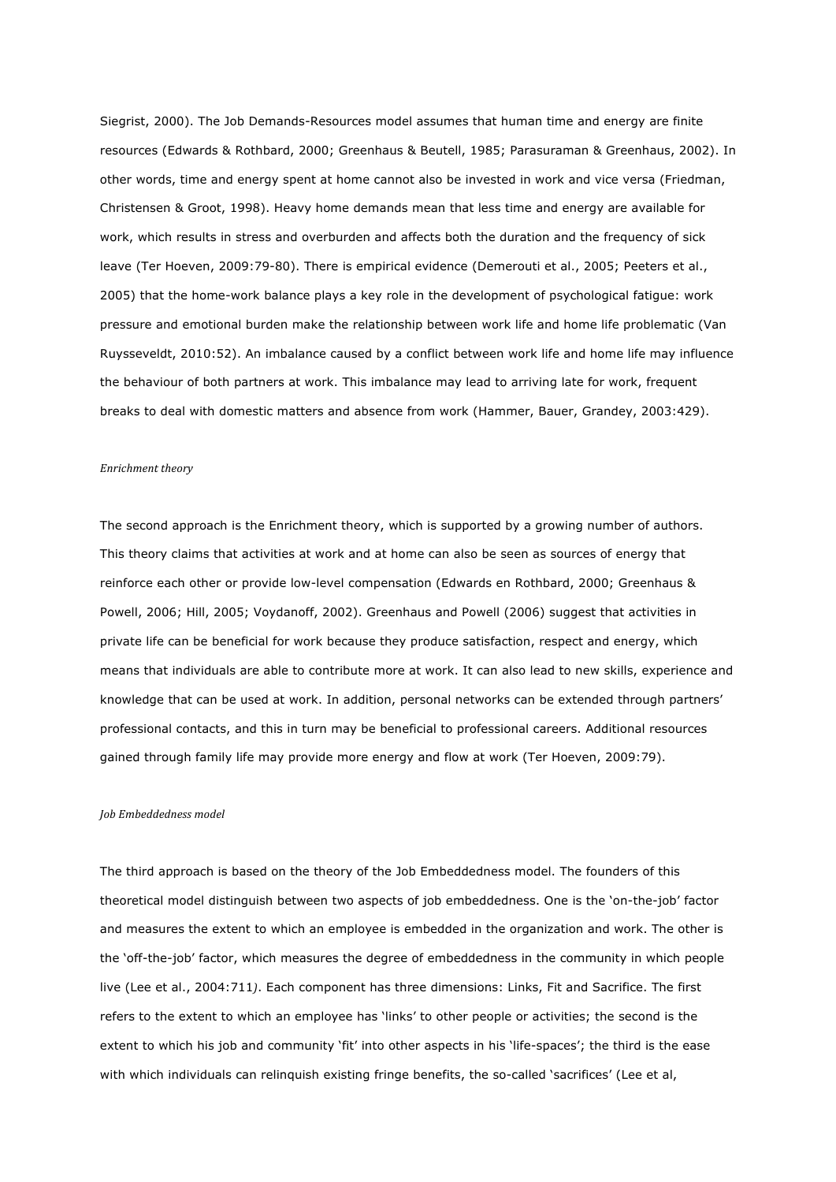Siegrist, 2000). The Job Demands-Resources model assumes that human time and energy are finite resources (Edwards & Rothbard, 2000; Greenhaus & Beutell, 1985; Parasuraman & Greenhaus, 2002). In other words, time and energy spent at home cannot also be invested in work and vice versa (Friedman, Christensen & Groot, 1998). Heavy home demands mean that less time and energy are available for work, which results in stress and overburden and affects both the duration and the frequency of sick leave (Ter Hoeven, 2009:79-80). There is empirical evidence (Demerouti et al., 2005; Peeters et al., 2005) that the home-work balance plays a key role in the development of psychological fatigue: work pressure and emotional burden make the relationship between work life and home life problematic (Van Ruysseveldt, 2010:52). An imbalance caused by a conflict between work life and home life may influence the behaviour of both partners at work. This imbalance may lead to arriving late for work, frequent breaks to deal with domestic matters and absence from work (Hammer, Bauer, Grandey, 2003:429).

*Enrichment theory*

The second approach is the Enrichment theory, which is supported by a growing number of authors. This theory claims that activities at work and at home can also be seen as sources of energy that reinforce each other or provide low-level compensation (Edwards en Rothbard, 2000; Greenhaus & Powell, 2006; Hill, 2005; Voydanoff, 2002). Greenhaus and Powell (2006) suggest that activities in private life can be beneficial for work because they produce satisfaction, respect and energy, which means that individuals are able to contribute more at work. It can also lead to new skills, experience and knowledge that can be used at work. In addition, personal networks can be extended through partners' professional contacts, and this in turn may be beneficial to professional careers. Additional resources gained through family life may provide more energy and flow at work (Ter Hoeven, 2009:79).

*Job Embeddedness model*

The third approach is based on the theory of the Job Embeddedness model. The founders of this theoretical model distinguish between two aspects of job embeddedness. One is the 'on-the-job' factor and measures the extent to which an employee is embedded in the organization and work. The other is the 'off-the-job' factor, which measures the degree of embeddedness in the community in which people live (Lee et al., 2004:711). Each component has three dimensions: Links, Fit and Sacrifice. The first refers to the extent to which an employee has 'links' to other people or activities; the second is the extent to which his job and community 'fit' into other aspects in his 'life-spaces'; the third is the ease with which individuals can relinquish existing fringe benefits, the so-called 'sacrifices' (Lee et al,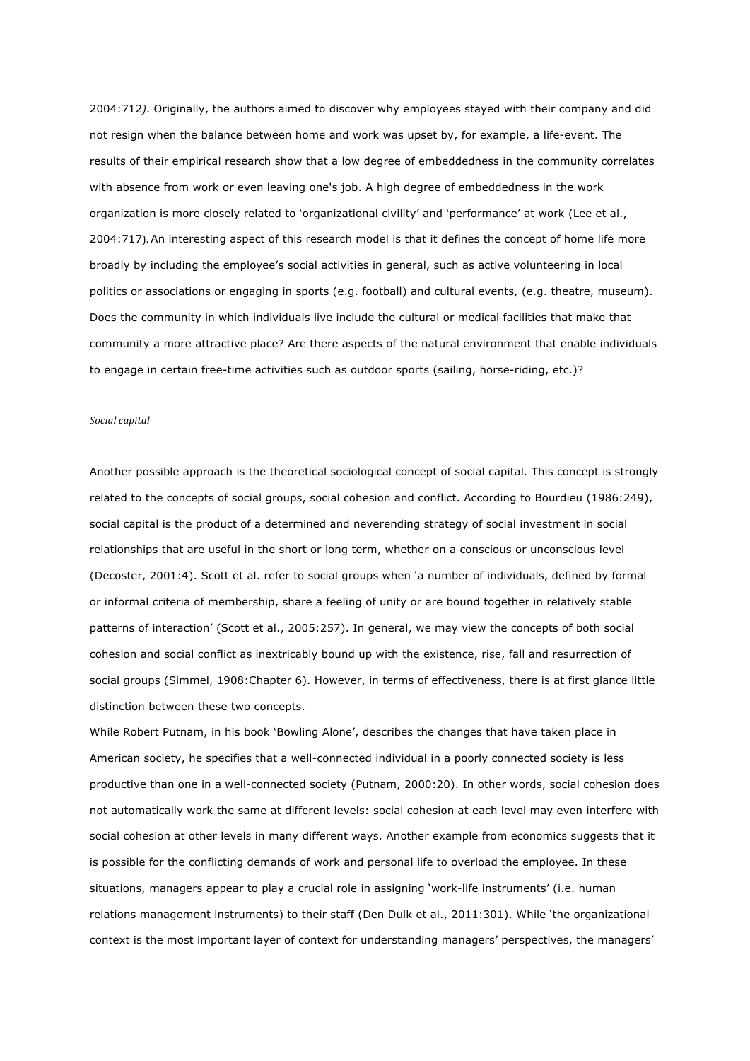2004:712*)*. Originally, the authors aimed to discover why employees stayed with their company and did not resign when the balance between home and work was upset by, for example, a life-event. The results of their empirical research show that a low degree of embeddedness in the community correlates with absence from work or even leaving one's job. A high degree of embeddedness in the work organization is more closely related to 'organizational civility' and 'performance' at work (Lee et al., 2004:717). An interesting aspect of this research model is that it defines the concept of home life more broadly by including the employee's social activities in general, such as active volunteering in local politics or associations or engaging in sports (e.g. football) and cultural events, (e.g. theatre, museum). Does the community in which individuals live include the cultural or medical facilities that make that community a more attractive place? Are there aspects of the natural environment that enable individuals to engage in certain free-time activities such as outdoor sports (sailing, horse-riding, etc.)?

*Social capital*

Another possible approach is the theoretical sociological concept of social capital. This concept is strongly related to the concepts of social groups, social cohesion and conflict. According to Bourdieu (1986:249), social capital is the product of a determined and neverending strategy of social investment in social relationships that are useful in the short or long term, whether on a conscious or unconscious level (Decoster, 2001:4). Scott et al. refer to social groups when 'a number of individuals, defined by formal or informal criteria of membership, share a feeling of unity or are bound together in relatively stable patterns of interaction' (Scott et al., 2005:257). In general, we may view the concepts of both social cohesion and social conflict as inextricably bound up with the existence, rise, fall and resurrection of social groups (Simmel, 1908:Chapter 6). However, in terms of effectiveness, there is at first glance little distinction between these two concepts.

While Robert Putnam, in his book 'Bowling Alone', describes the changes that have taken place in American society, he specifies that a well-connected individual in a poorly connected society is less productive than one in a well-connected society (Putnam, 2000:20). In other words, social cohesion does not automatically work the same at different levels: social cohesion at each level may even interfere with social cohesion at other levels in many different ways. Another example from economics suggests that it is possible for the conflicting demands of work and personal life to overload the employee. In these situations, managers appear to play a crucial role in assigning 'work-life instruments' (i.e. human relations management instruments) to their staff (Den Dulk et al., 2011:301). While 'the organizational context is the most important layer of context for understanding managers' perspectives, the managers'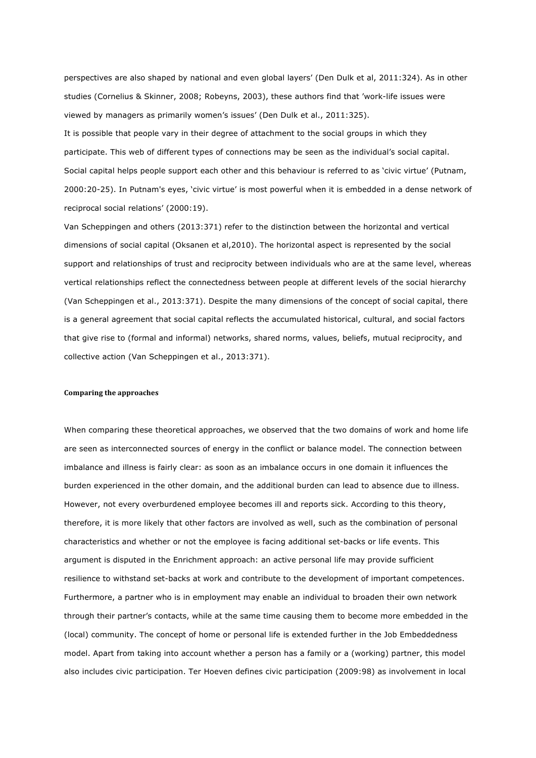perspectives are also shaped by national and even global layers' (Den Dulk et al, 2011:324). As in other studies (Cornelius & Skinner, 2008; Robeyns, 2003), these authors find that 'work-life issues were viewed by managers as primarily women's issues' (Den Dulk et al., 2011:325).

It is possible that people vary in their degree of attachment to the social groups in which they participate. This web of different types of connections may be seen as the individual's social capital. Social capital helps people support each other and this behaviour is referred to as 'civic virtue' (Putnam, 2000:20-25). In Putnam's eyes, 'civic virtue' is most powerful when it is embedded in a dense network of reciprocal social relations' (2000:19).

Van Scheppingen and others (2013:371) refer to the distinction between the horizontal and vertical dimensions of social capital (Oksanen et al,2010). The horizontal aspect is represented by the social support and relationships of trust and reciprocity between individuals who are at the same level, whereas vertical relationships reflect the connectedness between people at different levels of the social hierarchy (Van Scheppingen et al., 2013:371). Despite the many dimensions of the concept of social capital, there is a general agreement that social capital reflects the accumulated historical, cultural, and social factors that give rise to (formal and informal) networks, shared norms, values, beliefs, mutual reciprocity, and collective action (Van Scheppingen et al., 2013:371).

#### Comparing the approaches

When comparing these theoretical approaches, we observed that the two domains of work and home life are seen as interconnected sources of energy in the conflict or balance model. The connection between imbalance and illness is fairly clear: as soon as an imbalance occurs in one domain it influences the burden experienced in the other domain, and the additional burden can lead to absence due to illness. However, not every overburdened employee becomes ill and reports sick. According to this theory, therefore, it is more likely that other factors are involved as well, such as the combination of personal characteristics and whether or not the employee is facing additional set-backs or life events. This argument is disputed in the Enrichment approach: an active personal life may provide sufficient resilience to withstand set-backs at work and contribute to the development of important competences. Furthermore, a partner who is in employment may enable an individual to broaden their own network through their partner's contacts, while at the same time causing them to become more embedded in the (local) community. The concept of home or personal life is extended further in the Job Embeddedness model. Apart from taking into account whether a person has a family or a (working) partner, this model also includes civic participation. Ter Hoeven defines civic participation (2009:98) as involvement in local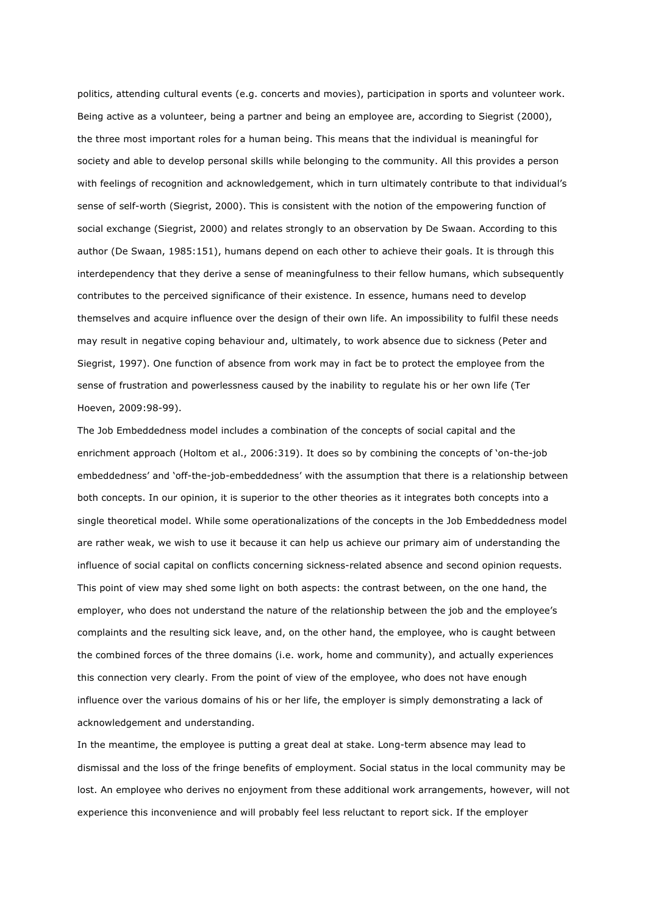politics, attending cultural events (e.g. concerts and movies), participation in sports and volunteer work. Being active as a volunteer, being a partner and being an employee are, according to Siegrist (2000), the three most important roles for a human being. This means that the individual is meaningful for society and able to develop personal skills while belonging to the community. All this provides a person with feelings of recognition and acknowledgement, which in turn ultimately contribute to that individual's sense of self-worth (Siegrist, 2000). This is consistent with the notion of the empowering function of social exchange (Siegrist, 2000) and relates strongly to an observation by De Swaan. According to this author (De Swaan, 1985:151), humans depend on each other to achieve their goals. It is through this interdependency that they derive a sense of meaningfulness to their fellow humans, which subsequently contributes to the perceived significance of their existence. In essence, humans need to develop themselves and acquire influence over the design of their own life. An impossibility to fulfil these needs may result in negative coping behaviour and, ultimately, to work absence due to sickness (Peter and Siegrist, 1997). One function of absence from work may in fact be to protect the employee from the sense of frustration and powerlessness caused by the inability to regulate his or her own life (Ter Hoeven, 2009:98-99).

The Job Embeddedness model includes a combination of the concepts of social capital and the enrichment approach (Holtom et al., 2006:319). It does so by combining the concepts of 'on-the-job embeddedness' and 'off-the-job-embeddedness' with the assumption that there is a relationship between both concepts. In our opinion, it is superior to the other theories as it integrates both concepts into a single theoretical model. While some operationalizations of the concepts in the Job Embeddedness model are rather weak, we wish to use it because it can help us achieve our primary aim of understanding the influence of social capital on conflicts concerning sickness-related absence and second opinion requests. This point of view may shed some light on both aspects: the contrast between, on the one hand, the employer, who does not understand the nature of the relationship between the job and the employee's complaints and the resulting sick leave, and, on the other hand, the employee, who is caught between the combined forces of the three domains (i.e. work, home and community), and actually experiences this connection very clearly. From the point of view of the employee, who does not have enough influence over the various domains of his or her life, the employer is simply demonstrating a lack of acknowledgement and understanding.

In the meantime, the employee is putting a great deal at stake. Long-term absence may lead to dismissal and the loss of the fringe benefits of employment. Social status in the local community may be lost. An employee who derives no enjoyment from these additional work arrangements, however, will not experience this inconvenience and will probably feel less reluctant to report sick. If the employer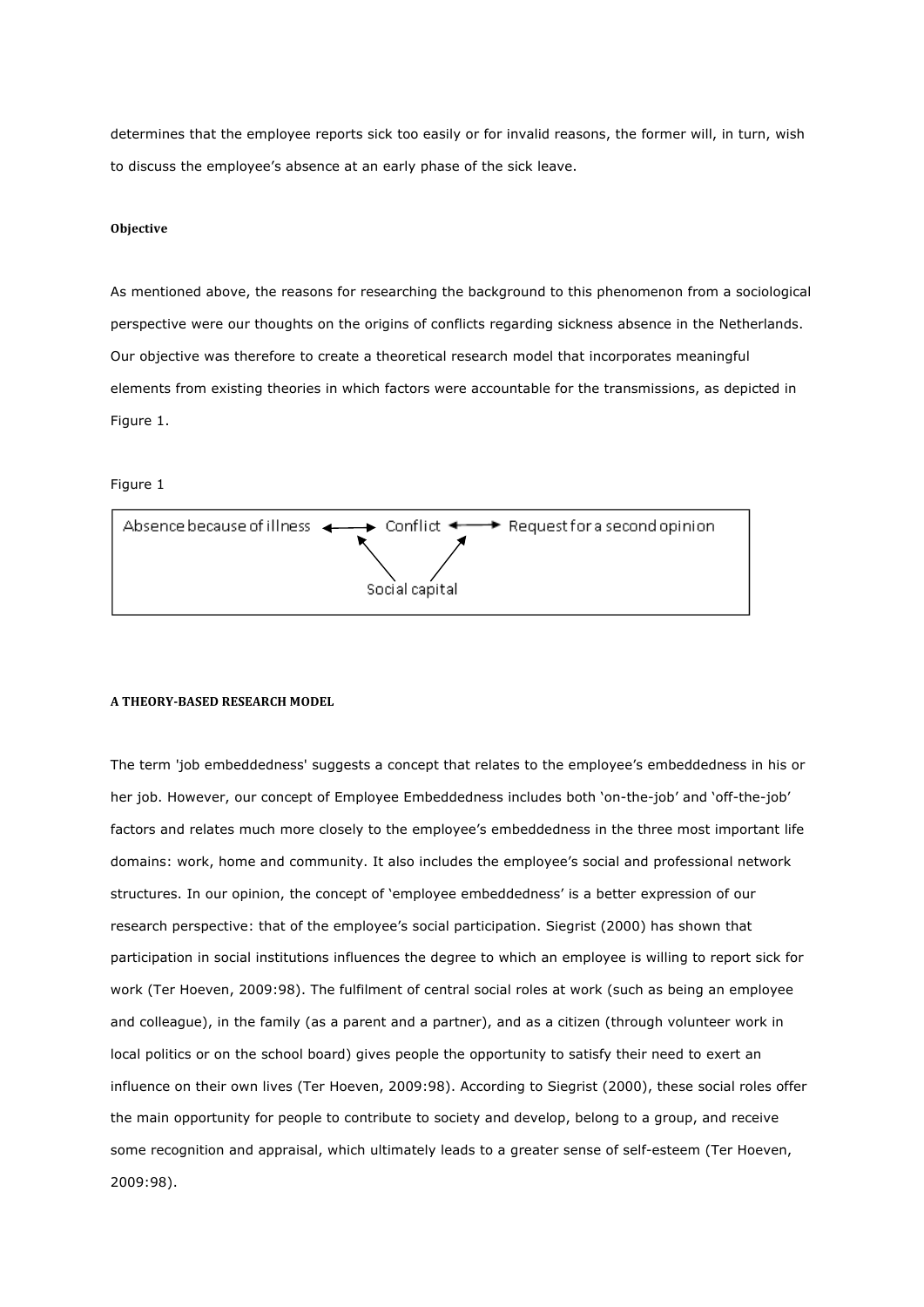determines that the employee reports sick too easily or for invalid reasons, the former will, in turn, wish to discuss the employee's absence at an early phase of the sick leave.

#### Objective

As mentioned above, the reasons for researching the background to this phenomenon from a sociological perspective were our thoughts on the origins of conflicts regarding sickness absence in the Netherlands. Our objective was therefore to create a theoretical research model that incorporates meaningful elements from existing theories in which factors were accountable for the transmissions, as depicted in Figure 1.

Figure 1

```
Absence because of illness <---> Conflict <---> Request for a second opinion
                                   ^      ^
                                    \    /
                                Social capital
```

### A THEORY-BASED RESEARCH MODEL

The term 'job embeddedness' suggests a concept that relates to the employee's embeddedness in his or her job. However, our concept of Employee Embeddedness includes both 'on-the-job' and 'off-the-job' factors and relates much more closely to the employee's embeddedness in the three most important life domains: work, home and community. It also includes the employee's social and professional network structures. In our opinion, the concept of 'employee embeddedness' is a better expression of our research perspective: that of the employee's social participation. Siegrist (2000) has shown that participation in social institutions influences the degree to which an employee is willing to report sick for work (Ter Hoeven, 2009:98). The fulfilment of central social roles at work (such as being an employee and colleague), in the family (as a parent and a partner), and as a citizen (through volunteer work in local politics or on the school board) gives people the opportunity to satisfy their need to exert an influence on their own lives (Ter Hoeven, 2009:98). According to Siegrist (2000), these social roles offer the main opportunity for people to contribute to society and develop, belong to a group, and receive some recognition and appraisal, which ultimately leads to a greater sense of self-esteem (Ter Hoeven, 2009:98).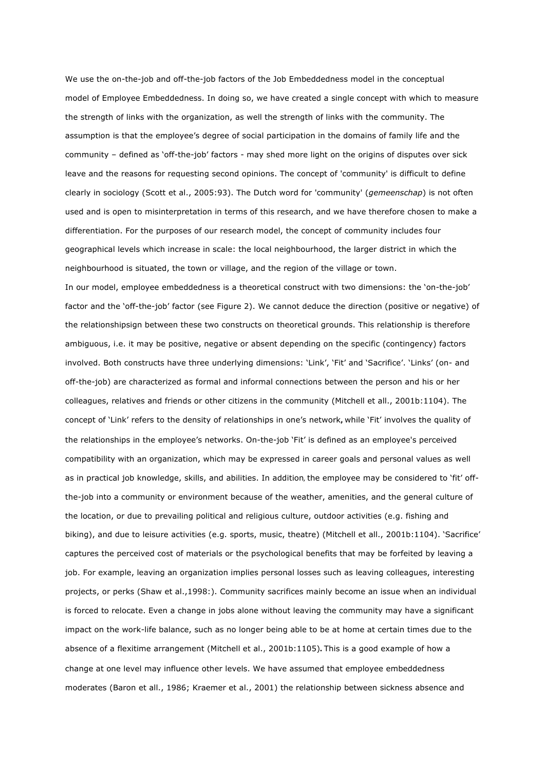We use the on-the-job and off-the-job factors of the Job Embeddedness model in the conceptual model of Employee Embeddedness. In doing so, we have created a single concept with which to measure the strength of links with the organization, as well the strength of links with the community. The assumption is that the employee's degree of social participation in the domains of family life and the community – defined as 'off-the-job' factors - may shed more light on the origins of disputes over sick leave and the reasons for requesting second opinions. The concept of 'community' is difficult to define clearly in sociology (Scott et al., 2005:93). The Dutch word for 'community' (*gemeenschap*) is not often used and is open to misinterpretation in terms of this research, and we have therefore chosen to make a differentiation. For the purposes of our research model, the concept of community includes four geographical levels which increase in scale: the local neighbourhood, the larger district in which the neighbourhood is situated, the town or village, and the region of the village or town.

In our model, employee embeddedness is a theoretical construct with two dimensions: the 'on-the-job' factor and the 'off-the-job' factor (see Figure 2). We cannot deduce the direction (positive or negative) of the relationshipsign between these two constructs on theoretical grounds. This relationship is therefore ambiguous, i.e. it may be positive, negative or absent depending on the specific (contingency) factors involved. Both constructs have three underlying dimensions: 'Link', 'Fit' and 'Sacrifice'. 'Links' (on- and off-the-job) are characterized as formal and informal connections between the person and his or her colleagues, relatives and friends or other citizens in the community (Mitchell et all., 2001b:1104). The concept of 'Link' refers to the density of relationships in one's network**,** while 'Fit' involves the quality of the relationships in the employee's networks. On-the-job 'Fit' is defined as an employee's perceived compatibility with an organization, which may be expressed in career goals and personal values as well as in practical job knowledge, skills, and abilities. In addition, the employee may be considered to 'fit' off-the-job into a community or environment because of the weather, amenities, and the general culture of the location, or due to prevailing political and religious culture, outdoor activities (e.g. fishing and biking), and due to leisure activities (e.g. sports, music, theatre) (Mitchell et all., 2001b:1104). 'Sacrifice' captures the perceived cost of materials or the psychological benefits that may be forfeited by leaving a job. For example, leaving an organization implies personal losses such as leaving colleagues, interesting projects, or perks (Shaw et al.,1998:). Community sacrifices mainly become an issue when an individual is forced to relocate. Even a change in jobs alone without leaving the community may have a significant impact on the work-life balance, such as no longer being able to be at home at certain times due to the absence of a flexitime arrangement (Mitchell et al., 2001b:1105)**.** This is a good example of how a change at one level may influence other levels. We have assumed that employee embeddedness moderates (Baron et all., 1986; Kraemer et al., 2001) the relationship between sickness absence and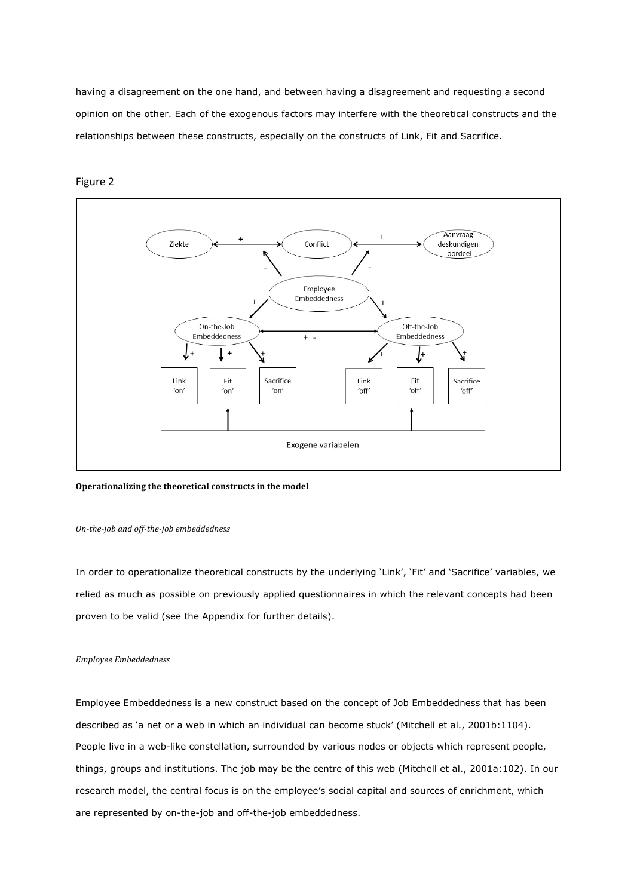having a disagreement on the one hand, and between having a disagreement and requesting a second opinion on the other. Each of the exogenous factors may interfere with the theoretical constructs and the relationships between these constructs, especially on the constructs of Link, Fit and Sacrifice.

Figure 2

**Operationalizing the theoretical constructs in the model**

*On-the-job and off-the-job embeddedness*

In order to operationalize theoretical constructs by the underlying 'Link', 'Fit' and 'Sacrifice' variables, we relied as much as possible on previously applied questionnaires in which the relevant concepts had been proven to be valid (see the Appendix for further details).

*Employee Embeddedness*

Employee Embeddedness is a new construct based on the concept of Job Embeddedness that has been described as 'a net or a web in which an individual can become stuck' (Mitchell et al., 2001b:1104). People live in a web-like constellation, surrounded by various nodes or objects which represent people, things, groups and institutions. The job may be the centre of this web (Mitchell et al., 2001a:102). In our research model, the central focus is on the employee's social capital and sources of enrichment, which are represented by on-the-job and off-the-job embeddedness.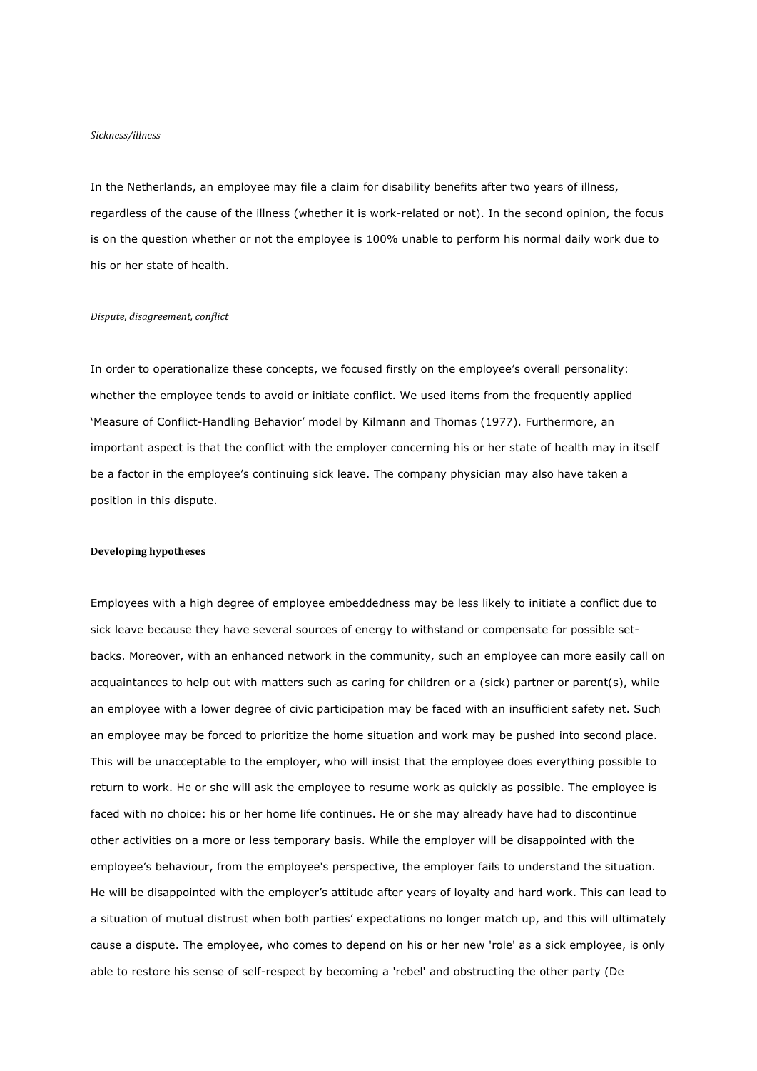*Sickness/illness*

In the Netherlands, an employee may file a claim for disability benefits after two years of illness, regardless of the cause of the illness (whether it is work-related or not). In the second opinion, the focus is on the question whether or not the employee is 100% unable to perform his normal daily work due to his or her state of health.

*Dispute, disagreement, conflict*

In order to operationalize these concepts, we focused firstly on the employee's overall personality: whether the employee tends to avoid or initiate conflict. We used items from the frequently applied 'Measure of Conflict-Handling Behavior' model by Kilmann and Thomas (1977). Furthermore, an important aspect is that the conflict with the employer concerning his or her state of health may in itself be a factor in the employee's continuing sick leave. The company physician may also have taken a position in this dispute.

**Developing hypotheses**

Employees with a high degree of employee embeddedness may be less likely to initiate a conflict due to sick leave because they have several sources of energy to withstand or compensate for possible set-backs. Moreover, with an enhanced network in the community, such an employee can more easily call on acquaintances to help out with matters such as caring for children or a (sick) partner or parent(s), while an employee with a lower degree of civic participation may be faced with an insufficient safety net. Such an employee may be forced to prioritize the home situation and work may be pushed into second place. This will be unacceptable to the employer, who will insist that the employee does everything possible to return to work. He or she will ask the employee to resume work as quickly as possible. The employee is faced with no choice: his or her home life continues. He or she may already have had to discontinue other activities on a more or less temporary basis. While the employer will be disappointed with the employee's behaviour, from the employee's perspective, the employer fails to understand the situation. He will be disappointed with the employer's attitude after years of loyalty and hard work. This can lead to a situation of mutual distrust when both parties' expectations no longer match up, and this will ultimately cause a dispute. The employee, who comes to depend on his or her new 'role' as a sick employee, is only able to restore his sense of self-respect by becoming a 'rebel' and obstructing the other party (De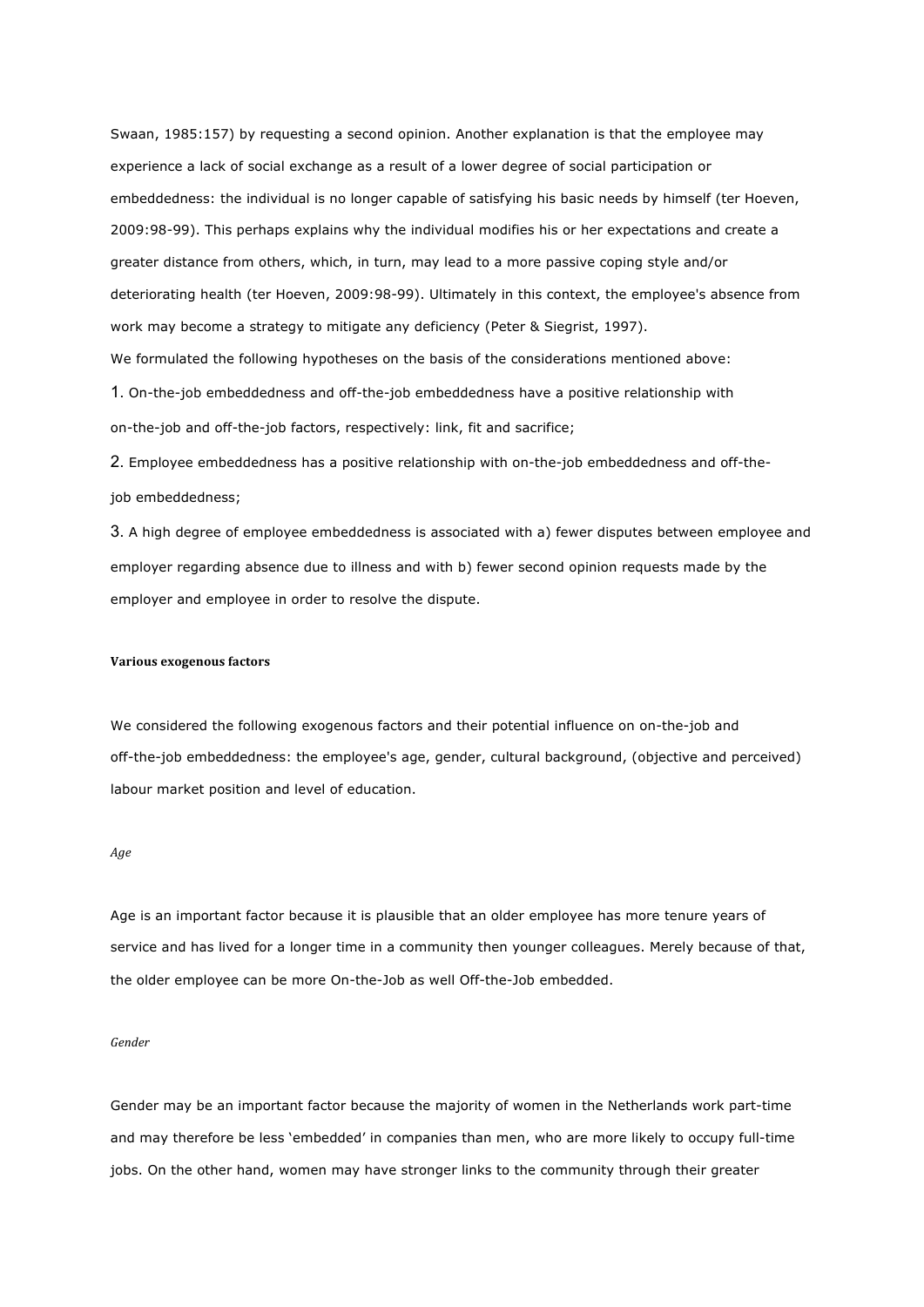Swaan, 1985:157) by requesting a second opinion. Another explanation is that the employee may experience a lack of social exchange as a result of a lower degree of social participation or embeddedness: the individual is no longer capable of satisfying his basic needs by himself (ter Hoeven, 2009:98-99). This perhaps explains why the individual modifies his or her expectations and create a greater distance from others, which, in turn, may lead to a more passive coping style and/or deteriorating health (ter Hoeven, 2009:98-99). Ultimately in this context, the employee's absence from work may become a strategy to mitigate any deficiency (Peter & Siegrist, 1997).

We formulated the following hypotheses on the basis of the considerations mentioned above:

1. On-the-job embeddedness and off-the-job embeddedness have a positive relationship with on-the-job and off-the-job factors, respectively: link, fit and sacrifice;
2. Employee embeddedness has a positive relationship with on-the-job embeddedness and off-the-job embeddedness;
3. A high degree of employee embeddedness is associated with a) fewer disputes between employee and employer regarding absence due to illness and with b) fewer second opinion requests made by the employer and employee in order to resolve the dispute.

**Various exogenous factors**

We considered the following exogenous factors and their potential influence on on-the-job and off-the-job embeddedness: the employee's age, gender, cultural background, (objective and perceived) labour market position and level of education.

*Age*

Age is an important factor because it is plausible that an older employee has more tenure years of service and has lived for a longer time in a community then younger colleagues. Merely because of that, the older employee can be more On-the-Job as well Off-the-Job embedded.

*Gender*

Gender may be an important factor because the majority of women in the Netherlands work part-time and may therefore be less 'embedded' in companies than men, who are more likely to occupy full-time jobs. On the other hand, women may have stronger links to the community through their greater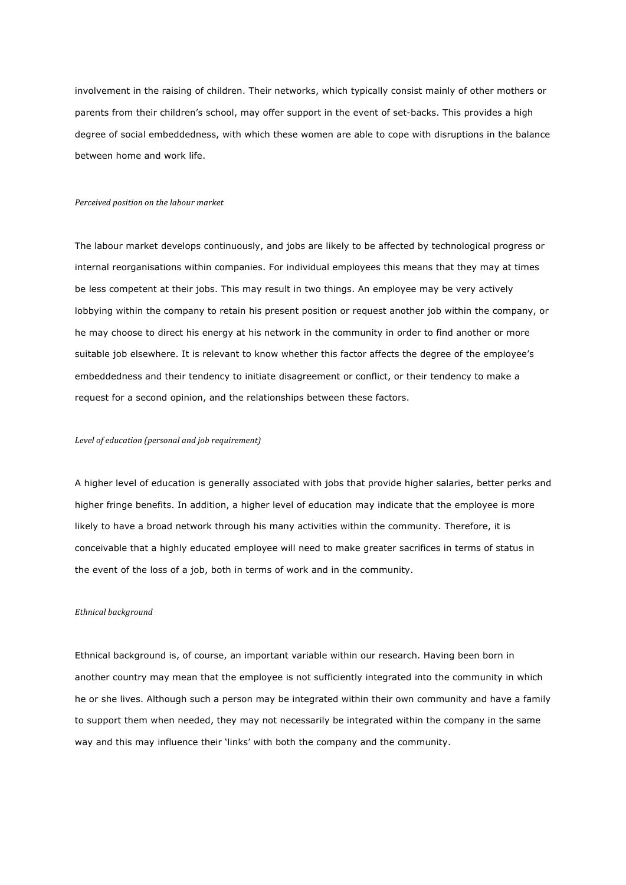involvement in the raising of children. Their networks, which typically consist mainly of other mothers or parents from their children's school, may offer support in the event of set-backs. This provides a high degree of social embeddedness, with which these women are able to cope with disruptions in the balance between home and work life.

*Perceived position on the labour market*

The labour market develops continuously, and jobs are likely to be affected by technological progress or internal reorganisations within companies. For individual employees this means that they may at times be less competent at their jobs. This may result in two things. An employee may be very actively lobbying within the company to retain his present position or request another job within the company, or he may choose to direct his energy at his network in the community in order to find another or more suitable job elsewhere. It is relevant to know whether this factor affects the degree of the employee's embeddedness and their tendency to initiate disagreement or conflict, or their tendency to make a request for a second opinion, and the relationships between these factors.

*Level of education (personal and job requirement)*

A higher level of education is generally associated with jobs that provide higher salaries, better perks and higher fringe benefits. In addition, a higher level of education may indicate that the employee is more likely to have a broad network through his many activities within the community. Therefore, it is conceivable that a highly educated employee will need to make greater sacrifices in terms of status in the event of the loss of a job, both in terms of work and in the community.

*Ethnical background*

Ethnical background is, of course, an important variable within our research. Having been born in another country may mean that the employee is not sufficiently integrated into the community in which he or she lives. Although such a person may be integrated within their own community and have a family to support them when needed, they may not necessarily be integrated within the company in the same way and this may influence their 'links' with both the company and the community.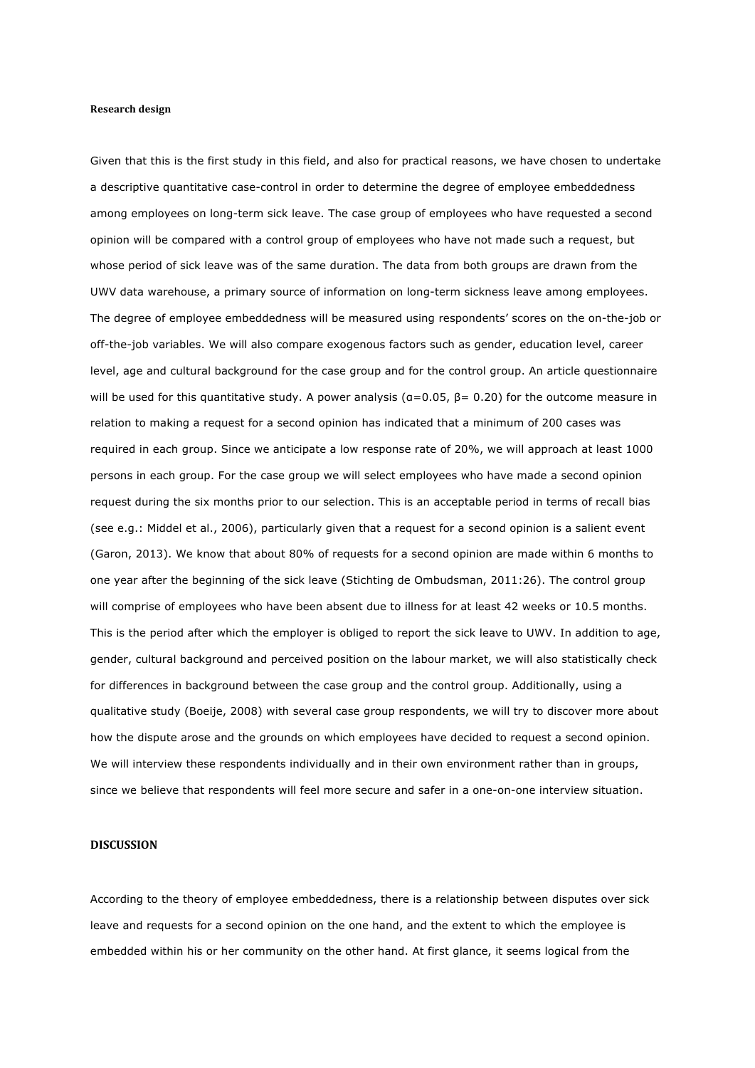**Research design**

Given that this is the first study in this field, and also for practical reasons, we have chosen to undertake a descriptive quantitative case-control in order to determine the degree of employee embeddedness among employees on long-term sick leave. The case group of employees who have requested a second opinion will be compared with a control group of employees who have not made such a request, but whose period of sick leave was of the same duration. The data from both groups are drawn from the UWV data warehouse, a primary source of information on long-term sickness leave among employees. The degree of employee embeddedness will be measured using respondents' scores on the on-the-job or off-the-job variables. We will also compare exogenous factors such as gender, education level, career level, age and cultural background for the case group and for the control group. An article questionnaire will be used for this quantitative study. A power analysis ($\alpha$=0.05, $\beta$= 0.20) for the outcome measure in relation to making a request for a second opinion has indicated that a minimum of 200 cases was required in each group. Since we anticipate a low response rate of 20%, we will approach at least 1000 persons in each group. For the case group we will select employees who have made a second opinion request during the six months prior to our selection. This is an acceptable period in terms of recall bias (see e.g.: Middel et al., 2006), particularly given that a request for a second opinion is a salient event (Garon, 2013). We know that about 80% of requests for a second opinion are made within 6 months to one year after the beginning of the sick leave (Stichting de Ombudsman, 2011:26). The control group will comprise of employees who have been absent due to illness for at least 42 weeks or 10.5 months. This is the period after which the employer is obliged to report the sick leave to UWV. In addition to age, gender, cultural background and perceived position on the labour market, we will also statistically check for differences in background between the case group and the control group. Additionally, using a qualitative study (Boeije, 2008) with several case group respondents, we will try to discover more about how the dispute arose and the grounds on which employees have decided to request a second opinion. We will interview these respondents individually and in their own environment rather than in groups, since we believe that respondents will feel more secure and safer in a one-on-one interview situation.

## DISCUSSION

According to the theory of employee embeddedness, there is a relationship between disputes over sick leave and requests for a second opinion on the one hand, and the extent to which the employee is embedded within his or her community on the other hand. At first glance, it seems logical from the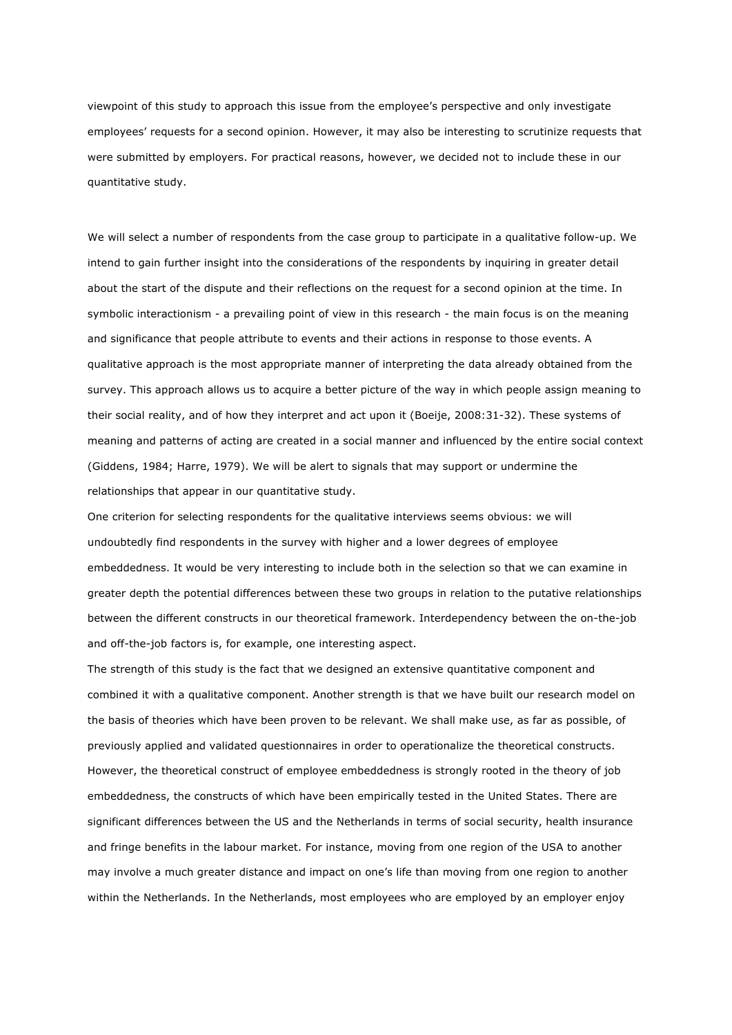viewpoint of this study to approach this issue from the employee's perspective and only investigate employees' requests for a second opinion. However, it may also be interesting to scrutinize requests that were submitted by employers. For practical reasons, however, we decided not to include these in our quantitative study.

We will select a number of respondents from the case group to participate in a qualitative follow-up. We intend to gain further insight into the considerations of the respondents by inquiring in greater detail about the start of the dispute and their reflections on the request for a second opinion at the time. In symbolic interactionism - a prevailing point of view in this research - the main focus is on the meaning and significance that people attribute to events and their actions in response to those events. A qualitative approach is the most appropriate manner of interpreting the data already obtained from the survey. This approach allows us to acquire a better picture of the way in which people assign meaning to their social reality, and of how they interpret and act upon it (Boeije, 2008:31-32). These systems of meaning and patterns of acting are created in a social manner and influenced by the entire social context (Giddens, 1984; Harre, 1979). We will be alert to signals that may support or undermine the relationships that appear in our quantitative study.

One criterion for selecting respondents for the qualitative interviews seems obvious: we will undoubtedly find respondents in the survey with higher and a lower degrees of employee embeddedness. It would be very interesting to include both in the selection so that we can examine in greater depth the potential differences between these two groups in relation to the putative relationships between the different constructs in our theoretical framework. Interdependency between the on-the-job and off-the-job factors is, for example, one interesting aspect.

The strength of this study is the fact that we designed an extensive quantitative component and combined it with a qualitative component. Another strength is that we have built our research model on the basis of theories which have been proven to be relevant. We shall make use, as far as possible, of previously applied and validated questionnaires in order to operationalize the theoretical constructs. However, the theoretical construct of employee embeddedness is strongly rooted in the theory of job embeddedness, the constructs of which have been empirically tested in the United States. There are significant differences between the US and the Netherlands in terms of social security, health insurance and fringe benefits in the labour market. For instance, moving from one region of the USA to another may involve a much greater distance and impact on one's life than moving from one region to another within the Netherlands. In the Netherlands, most employees who are employed by an employer enjoy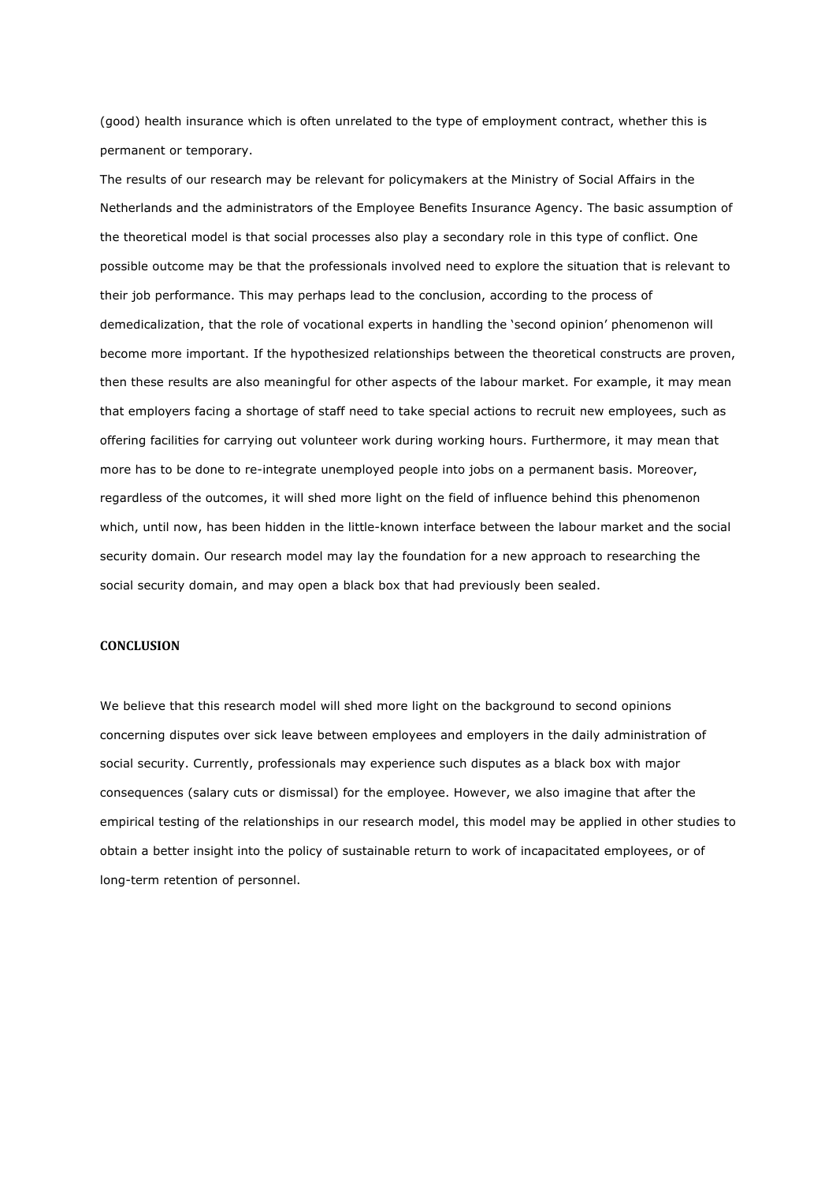(good) health insurance which is often unrelated to the type of employment contract, whether this is permanent or temporary.

The results of our research may be relevant for policymakers at the Ministry of Social Affairs in the Netherlands and the administrators of the Employee Benefits Insurance Agency. The basic assumption of the theoretical model is that social processes also play a secondary role in this type of conflict. One possible outcome may be that the professionals involved need to explore the situation that is relevant to their job performance. This may perhaps lead to the conclusion, according to the process of demedicalization, that the role of vocational experts in handling the 'second opinion' phenomenon will become more important. If the hypothesized relationships between the theoretical constructs are proven, then these results are also meaningful for other aspects of the labour market. For example, it may mean that employers facing a shortage of staff need to take special actions to recruit new employees, such as offering facilities for carrying out volunteer work during working hours. Furthermore, it may mean that more has to be done to re-integrate unemployed people into jobs on a permanent basis. Moreover, regardless of the outcomes, it will shed more light on the field of influence behind this phenomenon which, until now, has been hidden in the little-known interface between the labour market and the social security domain. Our research model may lay the foundation for a new approach to researching the social security domain, and may open a black box that had previously been sealed.

## CONCLUSION

We believe that this research model will shed more light on the background to second opinions concerning disputes over sick leave between employees and employers in the daily administration of social security. Currently, professionals may experience such disputes as a black box with major consequences (salary cuts or dismissal) for the employee. However, we also imagine that after the empirical testing of the relationships in our research model, this model may be applied in other studies to obtain a better insight into the policy of sustainable return to work of incapacitated employees, or of long-term retention of personnel.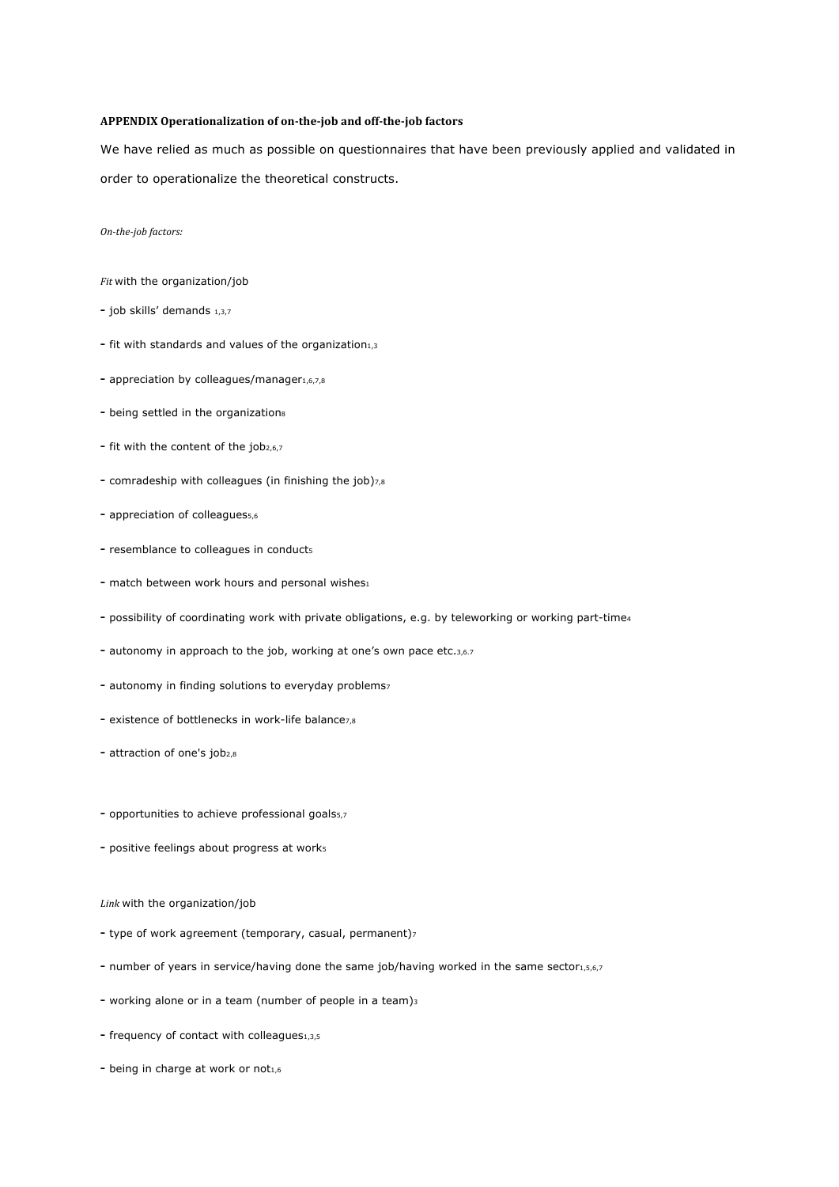**APPENDIX Operationalization of on-the-job and off-the-job factors**

We have relied as much as possible on questionnaires that have been previously applied and validated in order to operationalize the theoretical constructs.

*On-the-job factors:*

*Fit* with the organization/job

- job skills' demands [1,3,7]
- fit with standards and values of the organization[1,3]
- appreciation by colleagues/manager[1,6,7,8]
- being settled in the organization[8]
- fit with the content of the job[2,6,7]
- comradeship with colleagues (in finishing the job)[7,8]
- appreciation of colleagues[5,6]
- resemblance to colleagues in conduct[5]
- match between work hours and personal wishes[1]
- possibility of coordinating work with private obligations, e.g. by teleworking or working part-time[4]
- autonomy in approach to the job, working at one's own pace etc.[3,6.7]
- autonomy in finding solutions to everyday problems[7]
- existence of bottlenecks in work-life balance[7,8]
- attraction of one's job[2,8]

- opportunities to achieve professional goals[5,7]
- positive feelings about progress at work[5]

*Link* with the organization/job

- type of work agreement (temporary, casual, permanent)[7]
- number of years in service/having done the same job/having worked in the same sector[1,5,6,7]
- working alone or in a team (number of people in a team)[3]
- frequency of contact with colleagues[1,3,5]
- being in charge at work or not[1,6]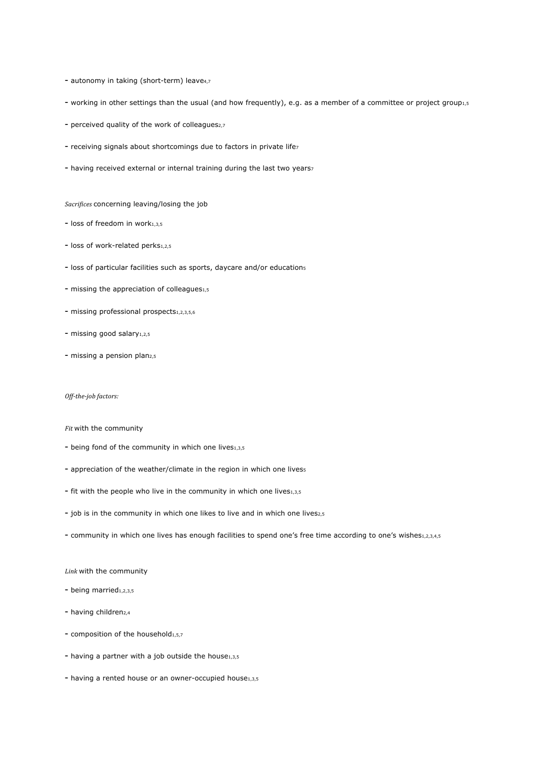- autonomy in taking (short-term) leave[4,7]

- working in other settings than the usual (and how frequently), e.g. as a member of a committee or project group[1,5]

- perceived quality of the work of colleagues[2,7]

- receiving signals about shortcomings due to factors in private life[7]

- having received external or internal training during the last two years[7]

*Sacrifices* concerning leaving/losing the job

- loss of freedom in work[1,3,5]

- loss of work-related perks[1,2,5]

- loss of particular facilities such as sports, daycare and/or education[5]

- missing the appreciation of colleagues[1,5]

- missing professional prospects[1,2,3,5,6]

- missing good salary[1,2,5]

- missing a pension plan[2,5]

*Off-the-job factors:*

*Fit* with the community

- being fond of the community in which one lives[1,3,5]

- appreciation of the weather/climate in the region in which one lives[5]

- fit with the people who live in the community in which one lives[1,3,5]

- job is in the community in which one likes to live and in which one lives[2,5]

- community in which one lives has enough facilities to spend one's free time according to one's wishes[1,2,3,4,5]

*Link* with the community

- being married[1,2,3,5]

- having children[2,4]

- composition of the household[1,5,7]

- having a partner with a job outside the house[1,3,5]

- having a rented house or an owner-occupied house[1,3,5]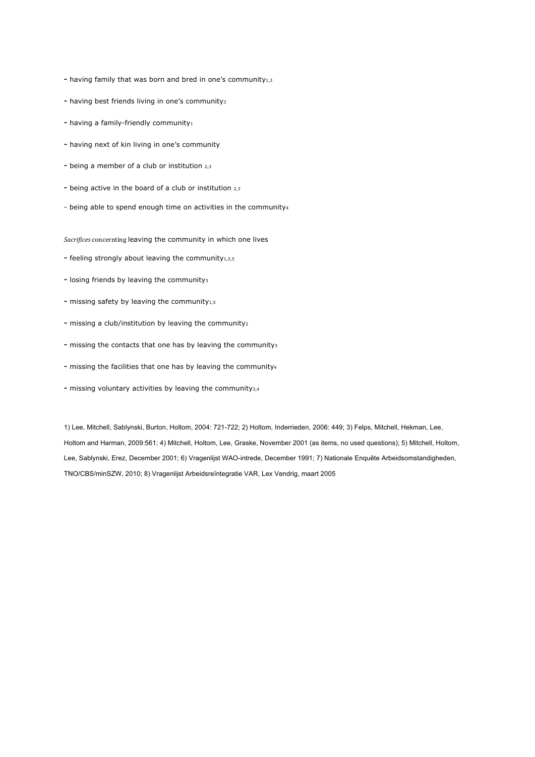- having family that was born and bred in one's community[1,3]
- having best friends living in one's community[3]
- having a family-friendly community[1]
- having next of kin living in one's community
- being a member of a club or institution [2,3]
- being active in the board of a club or institution [2,3]
- being able to spend enough time on activities in the community[4]

*Sacrifices* concernting leaving the community in which one lives

- feeling strongly about leaving the community[1,3,5]
- losing friends by leaving the community[3]
- missing safety by leaving the community[1,5]
- missing a club/institution by leaving the community[2]
- missing the contacts that one has by leaving the community[3]
- missing the facilities that one has by leaving the community[4]
- missing voluntary activities by leaving the community[3,4]

1) Lee, Mitchell, Sablynski, Burton, Holtom, 2004: 721-722; 2) Holtom, Inderrieden, 2006: 449; 3) Felps, Mitchell, Hekman, Lee, Holtom and Harman, 2009:561; 4) Mitchell, Holtom, Lee, Graske, November 2001 (as items, no used questions); 5) Mitchell, Holtom, Lee, Sablynski, Erez, December 2001; 6) Vragenlijst WAO-intrede, December 1991; 7) Nationale Enquête Arbeidsomstandigheden, TNO/CBS/minSZW, 2010; 8) Vragenlijst Arbeidsreïntegratie VAR, Lex Vendrig, maart 2005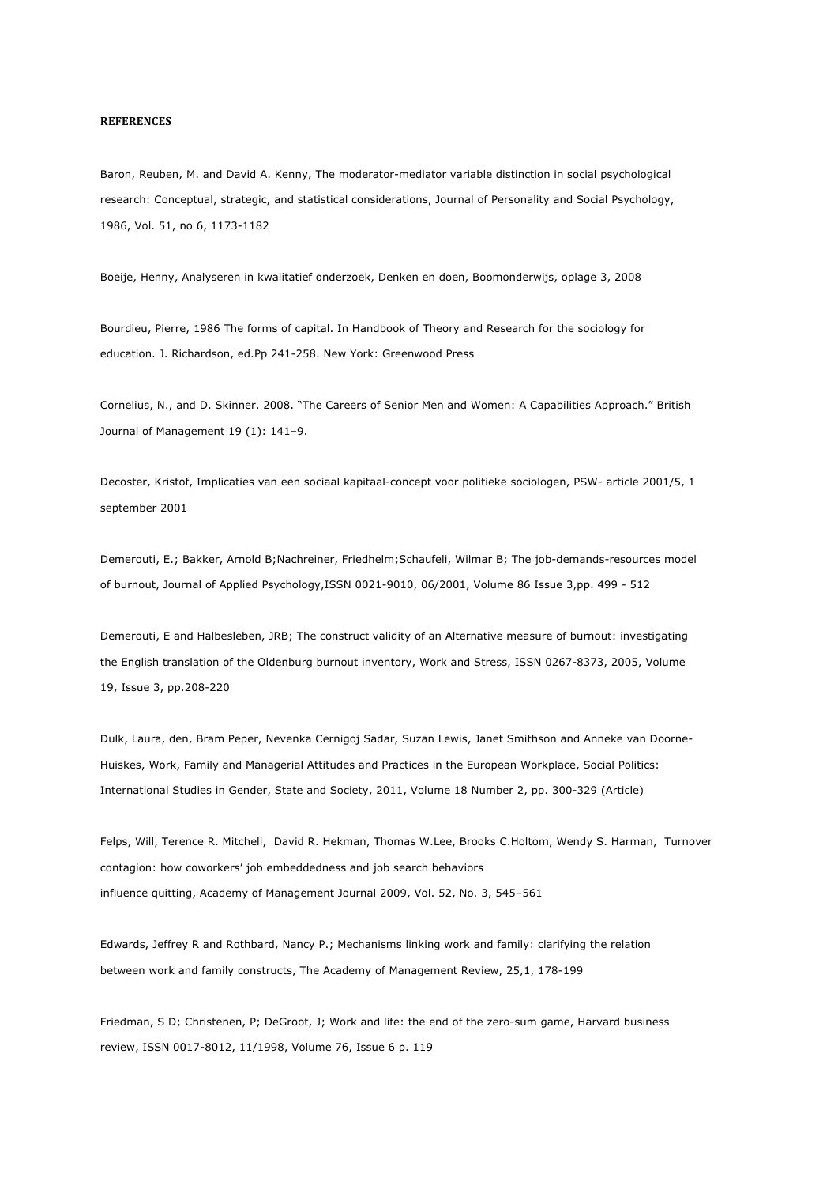**REFERENCES**

Baron, Reuben, M. and David A. Kenny, The moderator-mediator variable distinction in social psychological research: Conceptual, strategic, and statistical considerations, Journal of Personality and Social Psychology, 1986, Vol. 51, no 6, 1173-1182

Boeije, Henny, Analyseren in kwalitatief onderzoek, Denken en doen, Boomonderwijs, oplage 3, 2008

Bourdieu, Pierre, 1986 The forms of capital. In Handbook of Theory and Research for the sociology for education. J. Richardson, ed.Pp 241-258. New York: Greenwood Press

Cornelius, N., and D. Skinner. 2008. "The Careers of Senior Men and Women: A Capabilities Approach." British Journal of Management 19 (1): 141–9.

Decoster, Kristof, Implicaties van een sociaal kapitaal-concept voor politieke sociologen, PSW- article 2001/5, 1 september 2001

Demerouti, E.; Bakker, Arnold B;Nachreiner, Friedhelm;Schaufeli, Wilmar B; The job-demands-resources model of burnout, Journal of Applied Psychology,ISSN 0021-9010, 06/2001, Volume 86 Issue 3,pp. 499 - 512

Demerouti, E and Halbesleben, JRB; The construct validity of an Alternative measure of burnout: investigating the English translation of the Oldenburg burnout inventory, Work and Stress, ISSN 0267-8373, 2005, Volume 19, Issue 3, pp.208-220

Dulk, Laura, den, Bram Peper, Nevenka Cernigoj Sadar, Suzan Lewis, Janet Smithson and Anneke van Doorne-Huiskes, Work, Family and Managerial Attitudes and Practices in the European Workplace, Social Politics: International Studies in Gender, State and Society, 2011, Volume 18 Number 2, pp. 300-329 (Article)

Felps, Will, Terence R. Mitchell, David R. Hekman, Thomas W.Lee, Brooks C.Holtom, Wendy S. Harman, Turnover contagion: how coworkers' job embeddedness and job search behaviors influence quitting, Academy of Management Journal 2009, Vol. 52, No. 3, 545–561

Edwards, Jeffrey R and Rothbard, Nancy P.; Mechanisms linking work and family: clarifying the relation between work and family constructs, The Academy of Management Review, 25,1, 178-199

Friedman, S D; Christenen, P; DeGroot, J; Work and life: the end of the zero-sum game, Harvard business review, ISSN 0017-8012, 11/1998, Volume 76, Issue 6 p. 119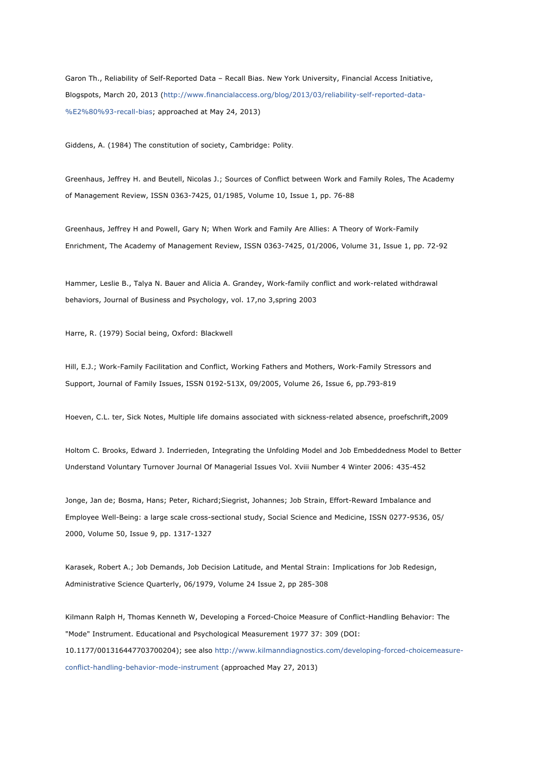Garon Th., Reliability of Self-Reported Data – Recall Bias. New York University, Financial Access Initiative, Blogspots, March 20, 2013 (http://www.financialaccess.org/blog/2013/03/reliability-self-reported-data-%E2%80%93-recall-bias; approached at May 24, 2013)

Giddens, A. (1984) The constitution of society, Cambridge: Polity.

Greenhaus, Jeffrey H. and Beutell, Nicolas J.; Sources of Conflict between Work and Family Roles, The Academy of Management Review, ISSN 0363-7425, 01/1985, Volume 10, Issue 1, pp. 76-88

Greenhaus, Jeffrey H and Powell, Gary N; When Work and Family Are Allies: A Theory of Work-Family Enrichment, The Academy of Management Review, ISSN 0363-7425, 01/2006, Volume 31, Issue 1, pp. 72-92

Hammer, Leslie B., Talya N. Bauer and Alicia A. Grandey, Work-family conflict and work-related withdrawal behaviors, Journal of Business and Psychology, vol. 17,no 3,spring 2003

Harre, R. (1979) Social being, Oxford: Blackwell

Hill, E.J.; Work-Family Facilitation and Conflict, Working Fathers and Mothers, Work-Family Stressors and Support, Journal of Family Issues, ISSN 0192-513X, 09/2005, Volume 26, Issue 6, pp.793-819

Hoeven, C.L. ter, Sick Notes, Multiple life domains associated with sickness-related absence, proefschrift,2009

Holtom C. Brooks, Edward J. Inderrieden, Integrating the Unfolding Model and Job Embeddedness Model to Better Understand Voluntary Turnover Journal Of Managerial Issues Vol. Xviii Number 4 Winter 2006: 435-452

Jonge, Jan de; Bosma, Hans; Peter, Richard;Siegrist, Johannes; Job Strain, Effort-Reward Imbalance and Employee Well-Being: a large scale cross-sectional study, Social Science and Medicine, ISSN 0277-9536, 05/ 2000, Volume 50, Issue 9, pp. 1317-1327

Karasek, Robert A.; Job Demands, Job Decision Latitude, and Mental Strain: Implications for Job Redesign, Administrative Science Quarterly, 06/1979, Volume 24 Issue 2, pp 285-308

Kilmann Ralph H, Thomas Kenneth W, Developing a Forced-Choice Measure of Conflict-Handling Behavior: The "Mode" Instrument. Educational and Psychological Measurement 1977 37: 309 (DOI: 10.1177/001316447703700204); see also http://www.kilmanndiagnostics.com/developing-forced-choicemeasure-conflict-handling-behavior-mode-instrument (approached May 27, 2013)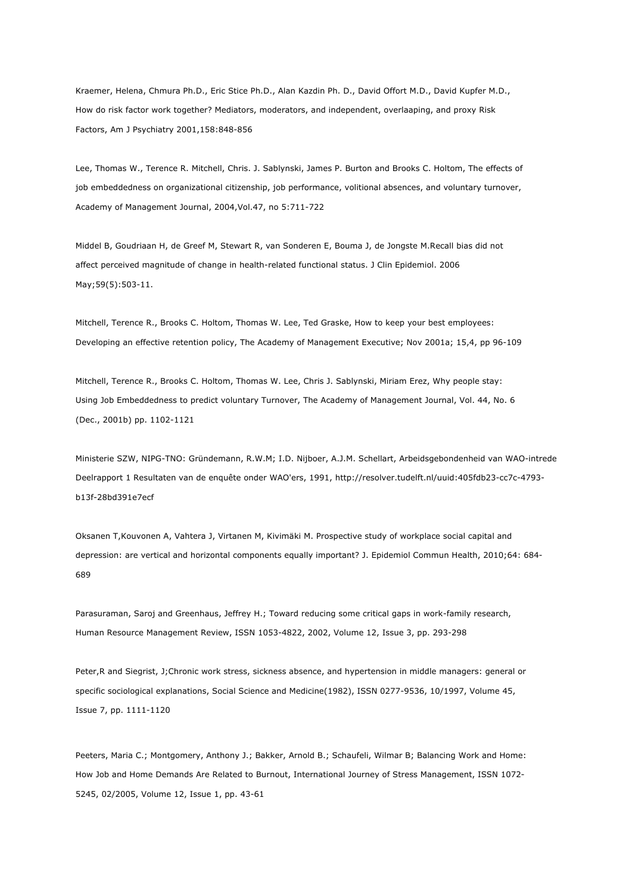Kraemer, Helena, Chmura Ph.D., Eric Stice Ph.D., Alan Kazdin Ph. D., David Offort M.D., David Kupfer M.D., How do risk factor work together? Mediators, moderators, and independent, overlaaping, and proxy Risk Factors, Am J Psychiatry 2001,158:848-856

Lee, Thomas W., Terence R. Mitchell, Chris. J. Sablynski, James P. Burton and Brooks C. Holtom, The effects of job embeddedness on organizational citizenship, job performance, volitional absences, and voluntary turnover, Academy of Management Journal, 2004,Vol.47, no 5:711-722

Middel B, Goudriaan H, de Greef M, Stewart R, van Sonderen E, Bouma J, de Jongste M.Recall bias did not affect perceived magnitude of change in health-related functional status. J Clin Epidemiol. 2006 May;59(5):503-11.

Mitchell, Terence R., Brooks C. Holtom, Thomas W. Lee, Ted Graske, How to keep your best employees: Developing an effective retention policy, The Academy of Management Executive; Nov 2001a; 15,4, pp 96-109

Mitchell, Terence R., Brooks C. Holtom, Thomas W. Lee, Chris J. Sablynski, Miriam Erez, Why people stay: Using Job Embeddedness to predict voluntary Turnover, The Academy of Management Journal, Vol. 44, No. 6 (Dec., 2001b) pp. 1102-1121

Ministerie SZW, NIPG-TNO: Gründemann, R.W.M; I.D. Nijboer, A.J.M. Schellart, Arbeidsgebondenheid van WAO-intrede Deelrapport 1 Resultaten van de enquête onder WAO'ers, 1991, http://resolver.tudelft.nl/uuid:405fdb23-cc7c-4793-b13f-28bd391e7ecf

Oksanen T,Kouvonen A, Vahtera J, Virtanen M, Kivimäki M. Prospective study of workplace social capital and depression: are vertical and horizontal components equally important? J. Epidemiol Commun Health, 2010;64: 684-689

Parasuraman, Saroj and Greenhaus, Jeffrey H.; Toward reducing some critical gaps in work-family research, Human Resource Management Review, ISSN 1053-4822, 2002, Volume 12, Issue 3, pp. 293-298

Peter,R and Siegrist, J;Chronic work stress, sickness absence, and hypertension in middle managers: general or specific sociological explanations, Social Science and Medicine(1982), ISSN 0277-9536, 10/1997, Volume 45, Issue 7, pp. 1111-1120

Peeters, Maria C.; Montgomery, Anthony J.; Bakker, Arnold B.; Schaufeli, Wilmar B; Balancing Work and Home: How Job and Home Demands Are Related to Burnout, International Journey of Stress Management, ISSN 1072-5245, 02/2005, Volume 12, Issue 1, pp. 43-61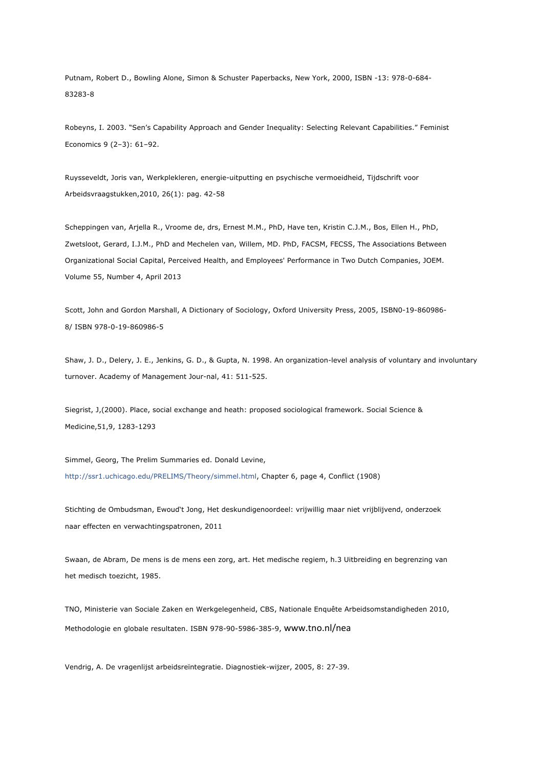Putnam, Robert D., Bowling Alone, Simon & Schuster Paperbacks, New York, 2000, ISBN -13: 978-0-684-83283-8

Robeyns, I. 2003. "Sen's Capability Approach and Gender Inequality: Selecting Relevant Capabilities." Feminist Economics 9 (2–3): 61–92.

Ruysseveldt, Joris van, Werkplekleren, energie-uitputting en psychische vermoeidheid, Tijdschrift voor Arbeidsvraagstukken,2010, 26(1): pag. 42-58

Scheppingen van, Arjella R., Vroome de, drs, Ernest M.M., PhD, Have ten, Kristin C.J.M., Bos, Ellen H., PhD, Zwetsloot, Gerard, I.J.M., PhD and Mechelen van, Willem, MD. PhD, FACSM, FECSS, The Associations Between Organizational Social Capital, Perceived Health, and Employees' Performance in Two Dutch Companies, JOEM. Volume 55, Number 4, April 2013

Scott, John and Gordon Marshall, A Dictionary of Sociology, Oxford University Press, 2005, ISBN0-19-860986-8/ ISBN 978-0-19-860986-5

Shaw, J. D., Delery, J. E., Jenkins, G. D., & Gupta, N. 1998. An organization-level analysis of voluntary and involuntary turnover. Academy of Management Jour-nal, 41: 511-525.

Siegrist, J,(2000). Place, social exchange and heath: proposed sociological framework. Social Science & Medicine,51,9, 1283-1293

Simmel, Georg, The Prelim Summaries ed. Donald Levine, http://ssr1.uchicago.edu/PRELIMS/Theory/simmel.html, Chapter 6, page 4, Conflict (1908)

Stichting de Ombudsman, Ewoud't Jong, Het deskundigenoordeel: vrijwillig maar niet vrijblijvend, onderzoek naar effecten en verwachtingspatronen, 2011

Swaan, de Abram, De mens is de mens een zorg, art. Het medische regiem, h.3 Uitbreiding en begrenzing van het medisch toezicht, 1985.

TNO, Ministerie van Sociale Zaken en Werkgelegenheid, CBS, Nationale Enquête Arbeidsomstandigheden 2010, Methodologie en globale resultaten. ISBN 978-90-5986-385-9, www.tno.nl/nea

Vendrig, A. De vragenlijst arbeidsreïntegratie. Diagnostiek-wijzer, 2005, 8: 27-39.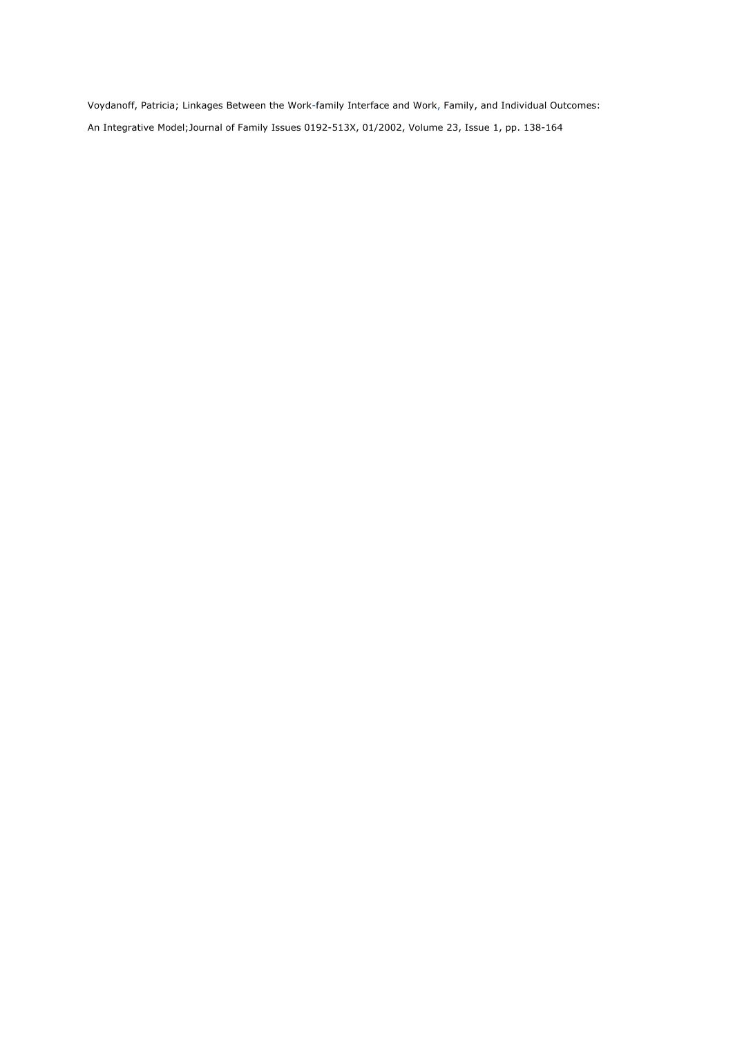Voydanoff, Patricia; Linkages Between the Work-family Interface and Work, Family, and Individual Outcomes: An Integrative Model;Journal of Family Issues 0192-513X, 01/2002, Volume 23, Issue 1, pp. 138-164